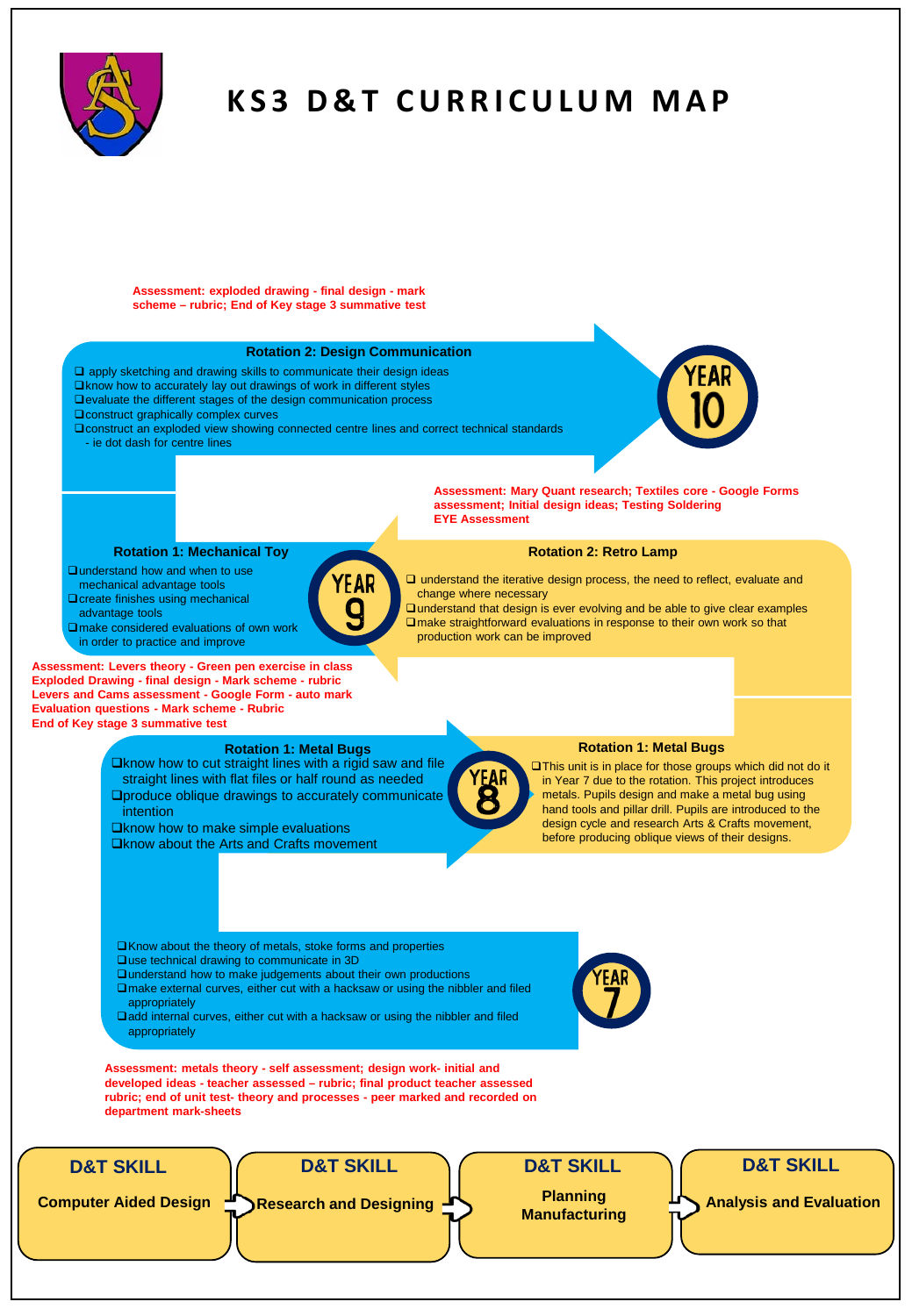# KS3 D&T CURRICULUM MAP

## YEAR 10

**Assessment: exploded drawing - final design - mark scheme – rubric; End of Key stage 3 summative test**

### Rotation 2: Design Communication

- apply sketching and drawing skills to communicate their design ideas
- know how to accurately lay out drawings of work in different styles
- evaluate the different stages of the design communication process
- construct graphically complex curves
- construct an exploded view showing connected centre lines and correct technical standards - ie dot dash for centre lines

## YEAR 9

**Assessment: Mary Quant research; Textiles core - Google Forms assessment; Initial design ideas; Testing Soldering EYE Assessment**

### Rotation 1: Mechanical Toy

- understand how and when to use mechanical advantage tools
- create finishes using mechanical advantage tools
- make considered evaluations of own work in order to practice and improve

### Rotation 2: Retro Lamp

- understand the iterative design process, the need to reflect, evaluate and change where necessary
- understand that design is ever evolving and be able to give clear examples
- make straightforward evaluations in response to their own work so that production work can be improved

**Assessment: Levers theory - Green pen exercise in class**
**Exploded Drawing - final design - Mark scheme - rubric**
**Levers and Cams assessment - Google Form - auto mark**
**Evaluation questions - Mark scheme - Rubric**
**End of Key stage 3 summative test**

## YEAR 8

### Rotation 1: Metal Bugs

- know how to cut straight lines with a rigid saw and file straight lines with flat files or half round as needed
- produce oblique drawings to accurately communicate intention
- know how to make simple evaluations
- know about the Arts and Crafts movement

### Rotation 1: Metal Bugs

- This unit is in place for those groups which did not do it in Year 7 due to the rotation. This project introduces metals. Pupils design and make a metal bug using hand tools and pillar drill. Pupils are introduced to the design cycle and research Arts & Crafts movement, before producing oblique views of their designs.

## YEAR 7

- Know about the theory of metals, stoke forms and properties
- use technical drawing to communicate in 3D
- understand how to make judgements about their own productions
- make external curves, either cut with a hacksaw or using the nibbler and filed appropriately
- add internal curves, either cut with a hacksaw or using the nibbler and filed appropriately

**Assessment: metals theory - self assessment; design work- initial and developed ideas - teacher assessed – rubric; final product teacher assessed rubric; end of unit test- theory and processes - peer marked and recorded on department mark-sheets**

---

**D&T SKILL** Computer Aided Design → **D&T SKILL** Research and Designing → **D&T SKILL** Planning Manufacturing → **D&T SKILL** Analysis and Evaluation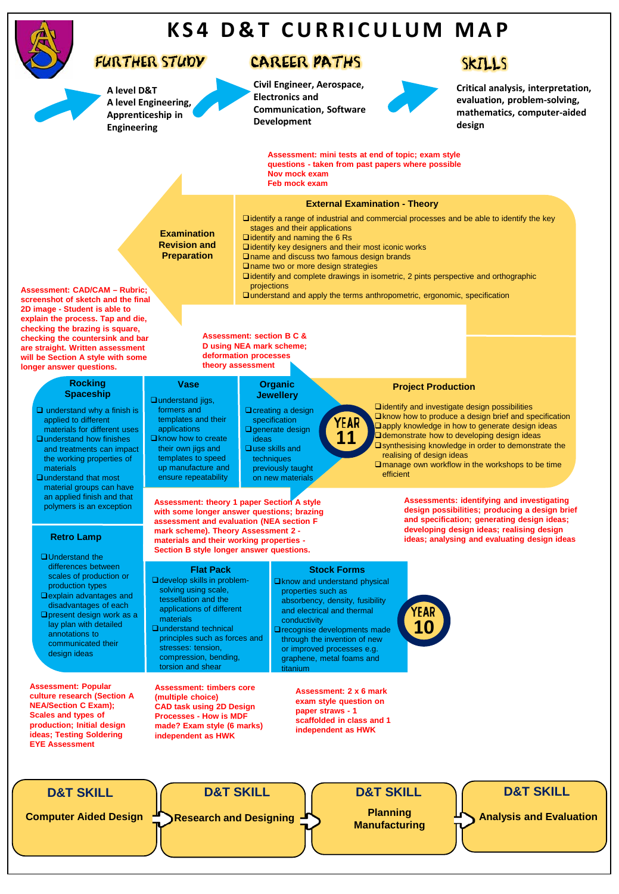# KS4 D&T CURRICULUM MAP

## FURTHER STUDY

A level D&T
A level Engineering,
Apprenticeship in Engineering

## CAREER PATHS

Civil Engineer, Aerospace, Electronics and Communication, Software Development

## SKILLS

Critical analysis, interpretation, evaluation, problem-solving, mathematics, computer-aided design

**Assessment: mini tests at end of topic; exam style questions - taken from past papers where possible**
**Nov mock exam**
**Feb mock exam**

### Examination Revision and Preparation

### External Examination - Theory

- identify a range of industrial and commercial processes and be able to identify the key stages and their applications
- identifying and naming the 6 Rs
- identify key designers and their most iconic works
- name and discuss two famous design brands
- name two or more design strategies
- identify and complete drawings in isometric, 2 pints perspective and orthographic projections
- understand and apply the terms anthropometric, ergonomic, specification

**Assessment: CAD/CAM – Rubric; screenshot of sketch and the final 2D image - Student is able to explain the process. Tap and die, checking the brazing is square, checking the countersink and bar are straight. Written assessment will be Section A style with some longer answer questions.**

**Assessment: section B C & D using NEA mark scheme; deformation processes theory assessment**

## YEAR 11

### Rocking Spaceship

- understand why a finish is applied to different materials for different uses
- understand how finishes and treatments can impact the working properties of materials
- understand that most material groups can have an applied finish and that polymers is an exception

### Vase

- understand jigs, formers and templates and their applications
- know how to create their own jigs and templates to speed up manufacture and ensure repeatability

### Organic Jewellery

- creating a design specification
- generate design ideas
- use skills and techniques previously taught on new materials

### Project Production

- identify and investigate design possibilities
- know how to produce a design brief and specification
- apply knowledge in how to generate design ideas
- demonstrate how to developing design ideas
- synthesising knowledge in order to demonstrate the realising of design ideas
- manage own workflow in the workshops to be time efficient

**Assessment: theory 1 paper Section A style with some longer answer questions; brazing assessment and evaluation (NEA section F mark scheme). Theory Assessment 2 - materials and their working properties - Section B style longer answer questions.**

**Assessments: identifying and investigating design possibilities; producing a design brief and specification; generating design ideas; developing design ideas; realising design ideas; analysing and evaluating design ideas**

## YEAR 10

### Retro Lamp

- Understand the differences between scales of production or production types
- explain advantages and disadvantages of each
- present design work as a lay plan with detailed annotations to communicated their design ideas

### Flat Pack

- develop skills in problem-solving using scale, tessellation and the applications of different materials
- understand technical principles such as forces and stresses: tension, compression, bending, torsion and shear

### Stock Forms

- know and understand physical properties such as absorbency, density, fusibility and electrical and thermal conductivity
- recognise developments made through the invention of new or improved processes e.g. graphene, metal foams and titanium

**Assessment: Popular culture research (Section A NEA/Section C Exam); Scales and types of production; Initial design ideas; Testing Soldering EYE Assessment**

**Assessment: timbers core (multiple choice) CAD task using 2D Design Processes - How is MDF made? Exam style (6 marks) independent as HWK**

**Assessment: 2 x 6 mark exam style question on paper straws - 1 scaffolded in class and 1 independent as HWK**

---

**D&T SKILL** – Computer Aided Design → **D&T SKILL** – Research and Designging → **D&T SKILL** – Planning Manufacturing → **D&T SKILL** – Analysis and Evaluation